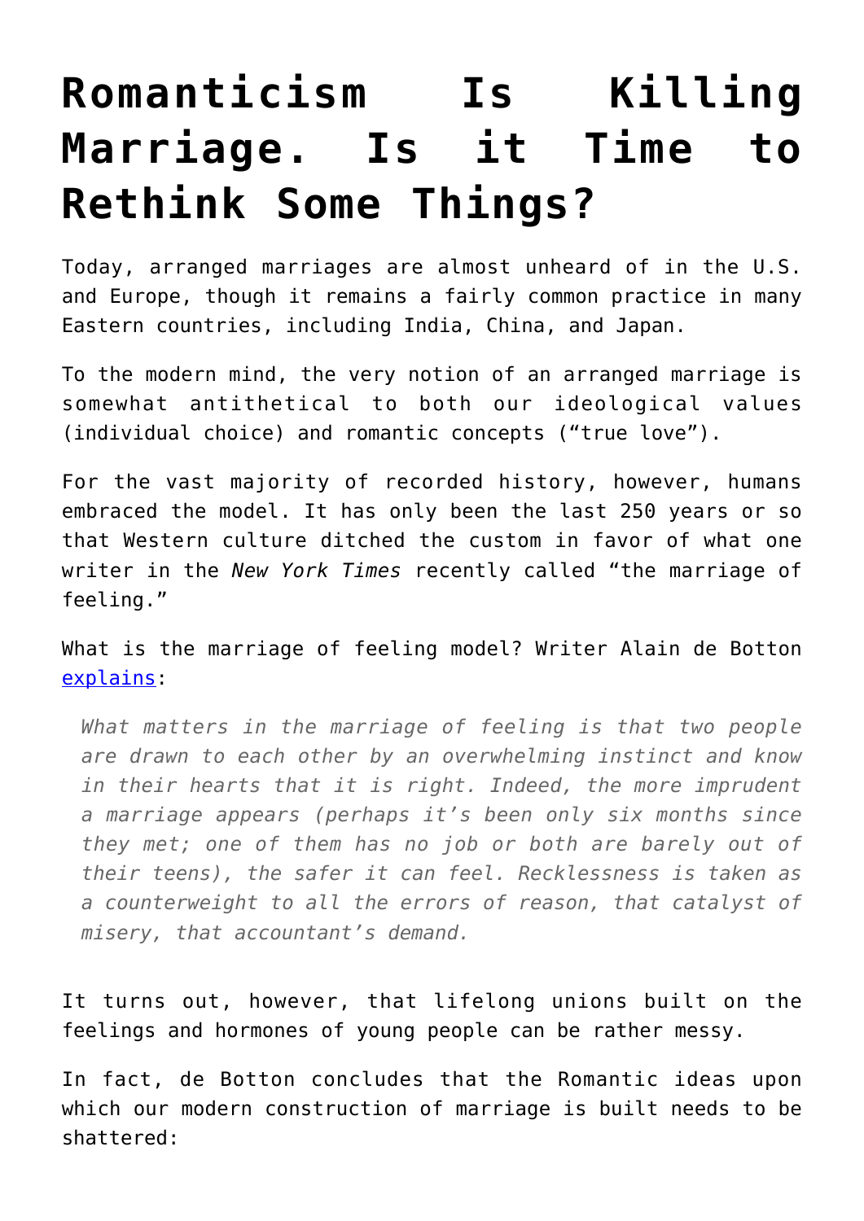# Romanticism Is Killing Marriage. Is it Time to Rethink Some Things?

Today, arranged marriages are almost unheard of in the U.S. and Europe, though it remains a fairly common practice in many Eastern countries, including India, China, and Japan.

To the modern mind, the very notion of an arranged marriage is somewhat antithetical to both our ideological values (individual choice) and romantic concepts ("true love").

For the vast majority of recorded history, however, humans embraced the model. It has only been the last 250 years or so that Western culture ditched the custom in favor of what one writer in the *New York Times* recently called "the marriage of feeling."

What is the marriage of feeling model? Writer Alain de Botton explains:

> *What matters in the marriage of feeling is that two people are drawn to each other by an overwhelming instinct and know in their hearts that it is right. Indeed, the more imprudent a marriage appears (perhaps it's been only six months since they met; one of them has no job or both are barely out of their teens), the safer it can feel. Recklessness is taken as a counterweight to all the errors of reason, that catalyst of misery, that accountant's demand.*

It turns out, however, that lifelong unions built on the feelings and hormones of young people can be rather messy.

In fact, de Botton concludes that the Romantic ideas upon which our modern construction of marriage is built needs to be shattered: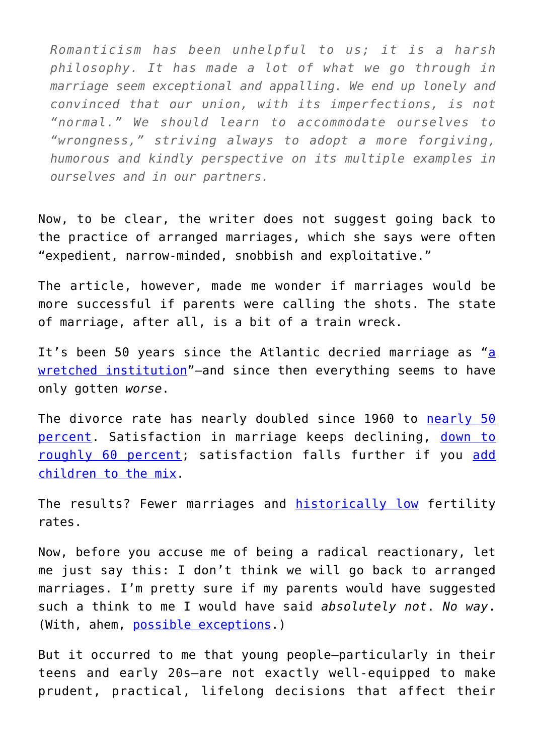> *Romanticism has been unhelpful to us; it is a harsh philosophy. It has made a lot of what we go through in marriage seem exceptional and appalling. We end up lonely and convinced that our union, with its imperfections, is not "normal." We should learn to accommodate ourselves to "wrongness," striving always to adopt a more forgiving, humorous and kindly perspective on its multiple examples in ourselves and in our partners.*

Now, to be clear, the writer does not suggest going back to the practice of arranged marriages, which she says were often "expedient, narrow-minded, snobbish and exploitative."

The article, however, made me wonder if marriages would be more successful if parents were calling the shots. The state of marriage, after all, is a bit of a train wreck.

It's been 50 years since the Atlantic decried marriage as "a wretched institution"—and since then everything seems to have only gotten *worse*.

The divorce rate has nearly doubled since 1960 to nearly 50 percent. Satisfaction in marriage keeps declining, down to roughly 60 percent; satisfaction falls further if you add children to the mix.

The results? Fewer marriages and historically low fertility rates.

Now, before you accuse me of being a radical reactionary, let me just say this: I don't think we will go back to arranged marriages. I'm pretty sure if my parents would have suggested such a think to me I would have said *absolutely not*. *No way*. (With, ahem, possible exceptions.)

But it occurred to me that young people—particularly in their teens and early 20s—are not exactly well-equipped to make prudent, practical, lifelong decisions that affect their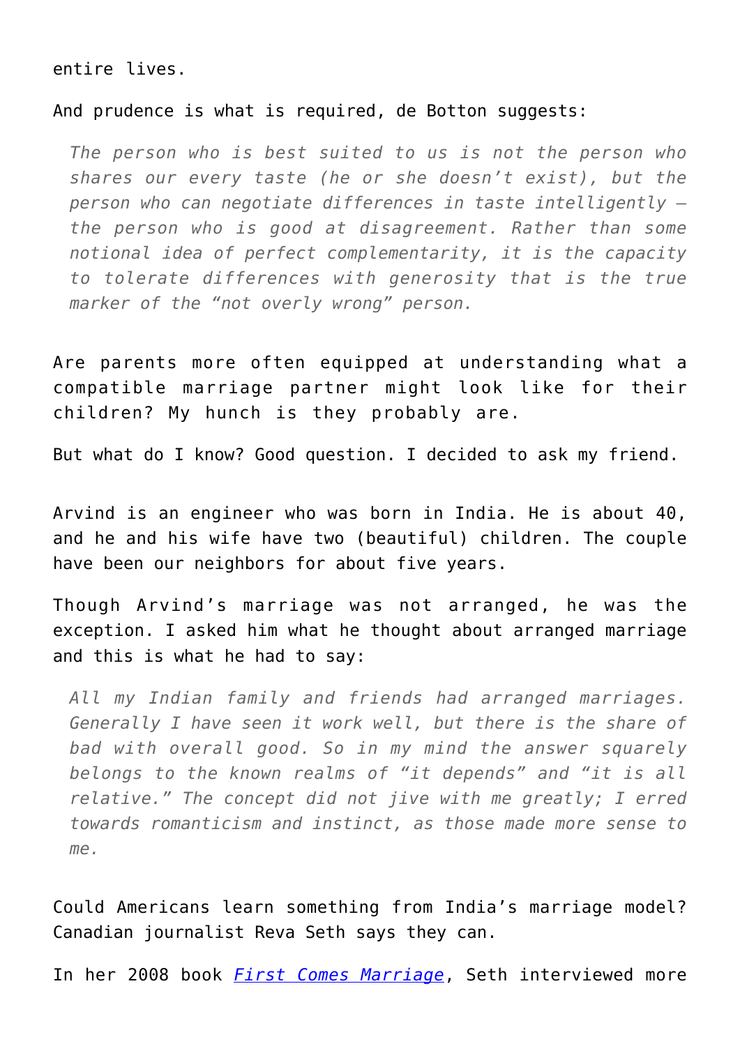entire lives.

And prudence is what is required, de Botton suggests:

> *The person who is best suited to us is not the person who shares our every taste (he or she doesn't exist), but the person who can negotiate differences in taste intelligently — the person who is good at disagreement. Rather than some notional idea of perfect complementarity, it is the capacity to tolerate differences with generosity that is the true marker of the "not overly wrong" person.*

Are parents more often equipped at understanding what a compatible marriage partner might look like for their children? My hunch is they probably are.

But what do I know? Good question. I decided to ask my friend.

Arvind is an engineer who was born in India. He is about 40, and he and his wife have two (beautiful) children. The couple have been our neighbors for about five years.

Though Arvind's marriage was not arranged, he was the exception. I asked him what he thought about arranged marriage and this is what he had to say:

> *All my Indian family and friends had arranged marriages. Generally I have seen it work well, but there is the share of bad with overall good. So in my mind the answer squarely belongs to the known realms of "it depends" and "it is all relative." The concept did not jive with me greatly; I erred towards romanticism and instinct, as those made more sense to me.*

Could Americans learn something from India's marriage model? Canadian journalist Reva Seth says they can.

In her 2008 book *First Comes Marriage*, Seth interviewed more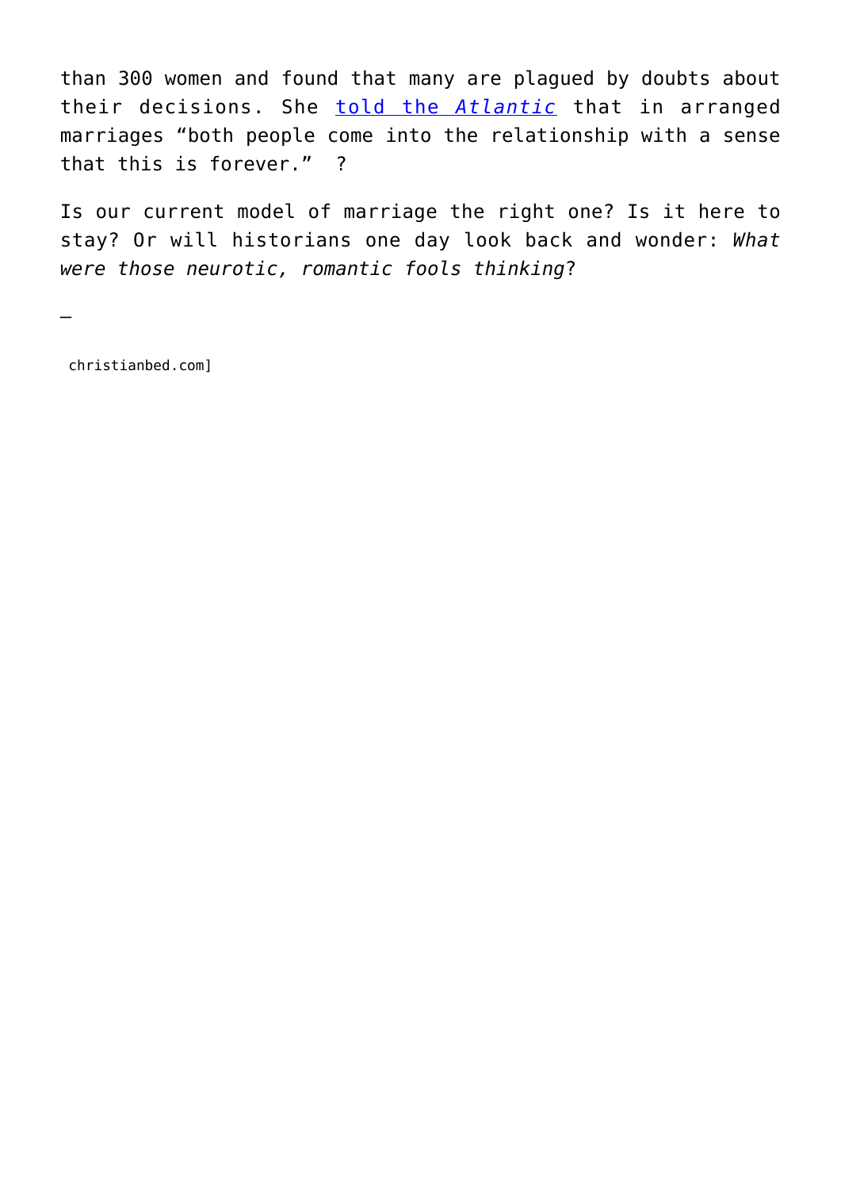than 300 women and found that many are plagued by doubts about their decisions. She [told the *Atlantic*] that in arranged marriages "both people come into the relationship with a sense that this is forever." ?

Is our current model of marriage the right one? Is it here to stay? Or will historians one day look back and wonder: *What were those neurotic, romantic fools thinking*?

—

christianbed.com]